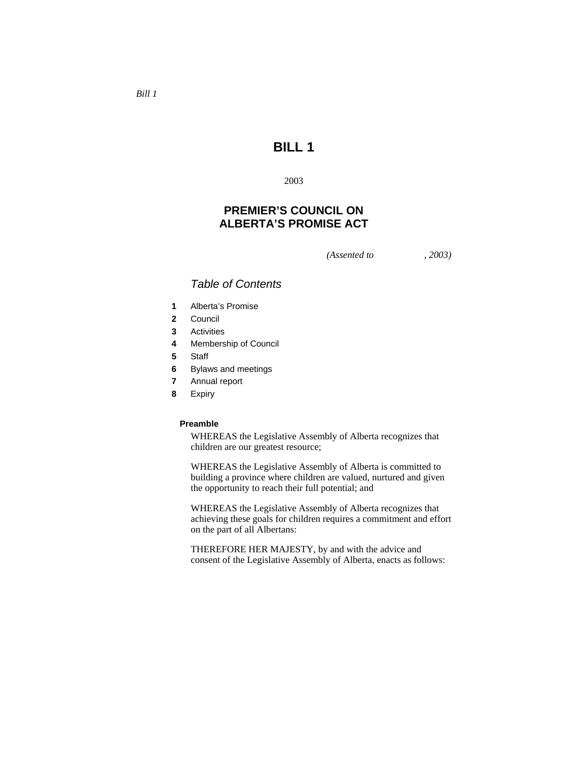*Bill 1*

# BILL 1

2003

## PREMIER'S COUNCIL ON ALBERTA'S PROMISE ACT

*(Assented to , 2003)*

### *Table of Contents*

**1** Alberta's Promise
**2** Council
**3** Activities
**4** Membership of Council
**5** Staff
**6** Bylaws and meetings
**7** Annual report
**8** Expiry

**Preamble**

WHEREAS the Legislative Assembly of Alberta recognizes that children are our greatest resource;

WHEREAS the Legislative Assembly of Alberta is committed to building a province where children are valued, nurtured and given the opportunity to reach their full potential; and

WHEREAS the Legislative Assembly of Alberta recognizes that achieving these goals for children requires a commitment and effort on the part of all Albertans:

THEREFORE HER MAJESTY, by and with the advice and consent of the Legislative Assembly of Alberta, enacts as follows: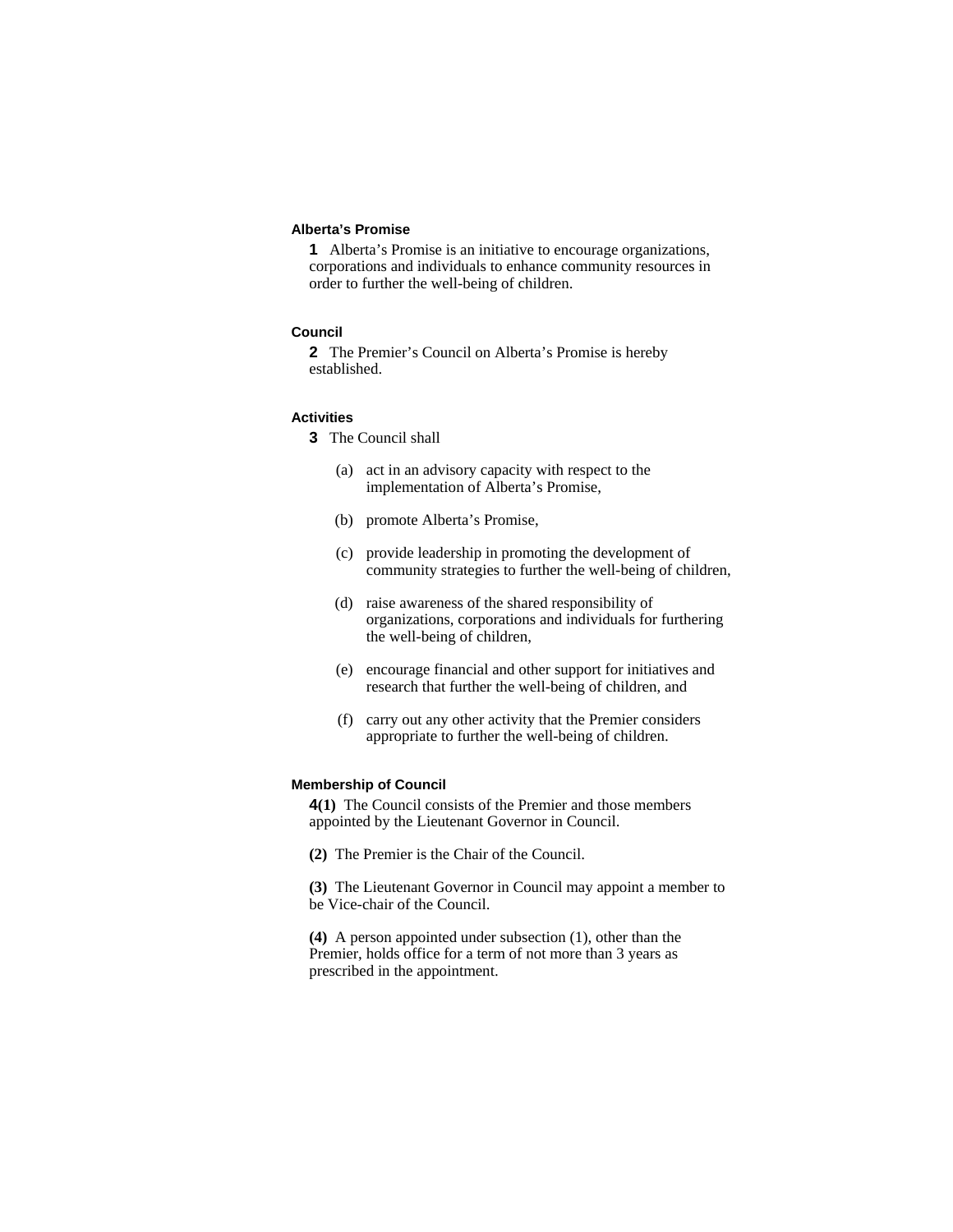### Alberta's Promise

**1** Alberta's Promise is an initiative to encourage organizations, corporations and individuals to enhance community resources in order to further the well-being of children.

### Council

**2** The Premier's Council on Alberta's Promise is hereby established.

### Activities

**3** The Council shall

- (a) act in an advisory capacity with respect to the implementation of Alberta's Promise,
- (b) promote Alberta's Promise,
- (c) provide leadership in promoting the development of community strategies to further the well-being of children,
- (d) raise awareness of the shared responsibility of organizations, corporations and individuals for furthering the well-being of children,
- (e) encourage financial and other support for initiatives and research that further the well-being of children, and
- (f) carry out any other activity that the Premier considers appropriate to further the well-being of children.

### Membership of Council

**4(1)** The Council consists of the Premier and those members appointed by the Lieutenant Governor in Council.

**(2)** The Premier is the Chair of the Council.

**(3)** The Lieutenant Governor in Council may appoint a member to be Vice-chair of the Council.

**(4)** A person appointed under subsection (1), other than the Premier, holds office for a term of not more than 3 years as prescribed in the appointment.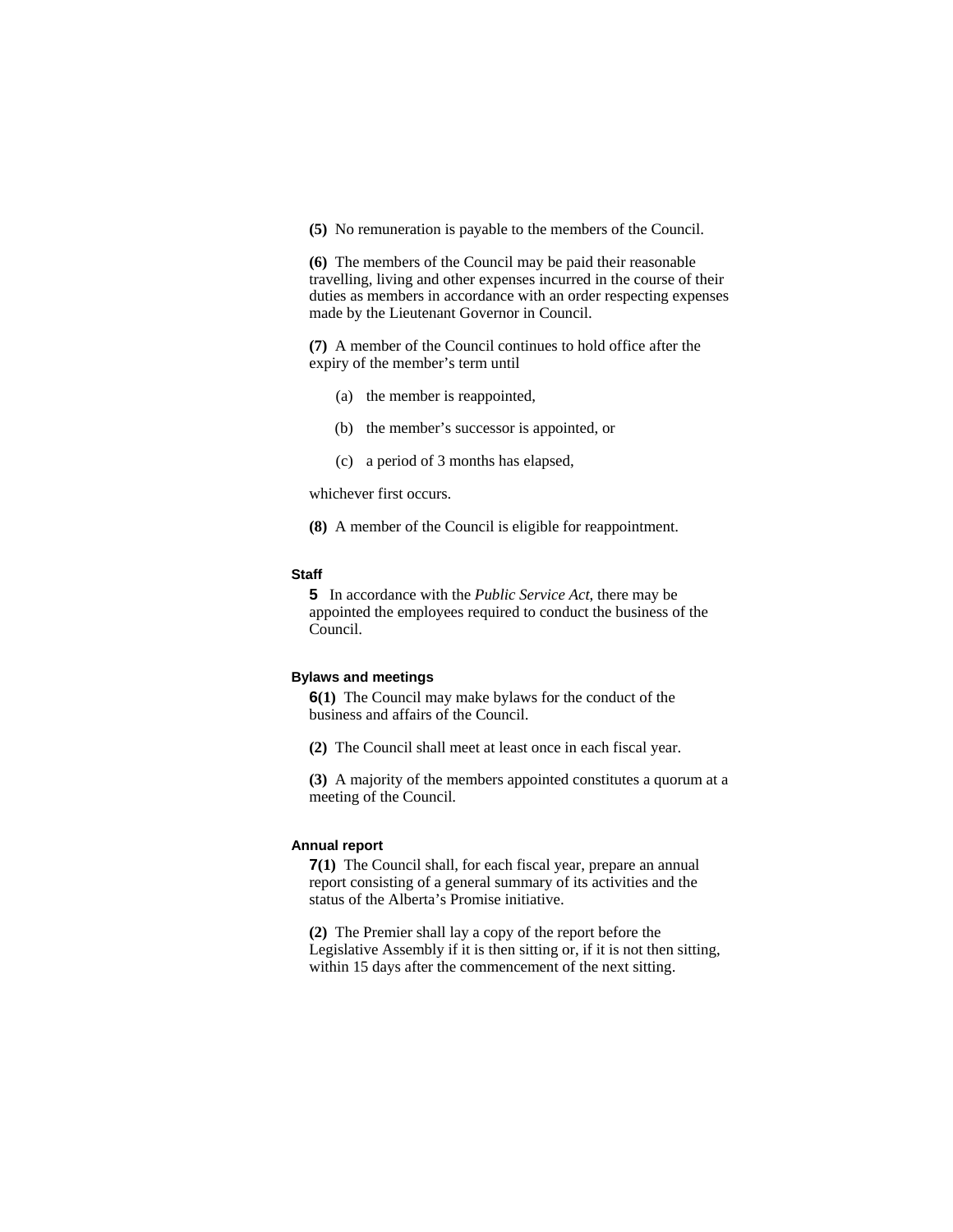**(5)** No remuneration is payable to the members of the Council.

**(6)** The members of the Council may be paid their reasonable travelling, living and other expenses incurred in the course of their duties as members in accordance with an order respecting expenses made by the Lieutenant Governor in Council.

**(7)** A member of the Council continues to hold office after the expiry of the member's term until

- (a) the member is reappointed,
- (b) the member's successor is appointed, or
- (c) a period of 3 months has elapsed,

whichever first occurs.

**(8)** A member of the Council is eligible for reappointment.

#### Staff

**5** In accordance with the *Public Service Act*, there may be appointed the employees required to conduct the business of the Council.

#### Bylaws and meetings

**6(1)** The Council may make bylaws for the conduct of the business and affairs of the Council.

**(2)** The Council shall meet at least once in each fiscal year.

**(3)** A majority of the members appointed constitutes a quorum at a meeting of the Council.

#### Annual report

**7(1)** The Council shall, for each fiscal year, prepare an annual report consisting of a general summary of its activities and the status of the Alberta's Promise initiative.

**(2)** The Premier shall lay a copy of the report before the Legislative Assembly if it is then sitting or, if it is not then sitting, within 15 days after the commencement of the next sitting.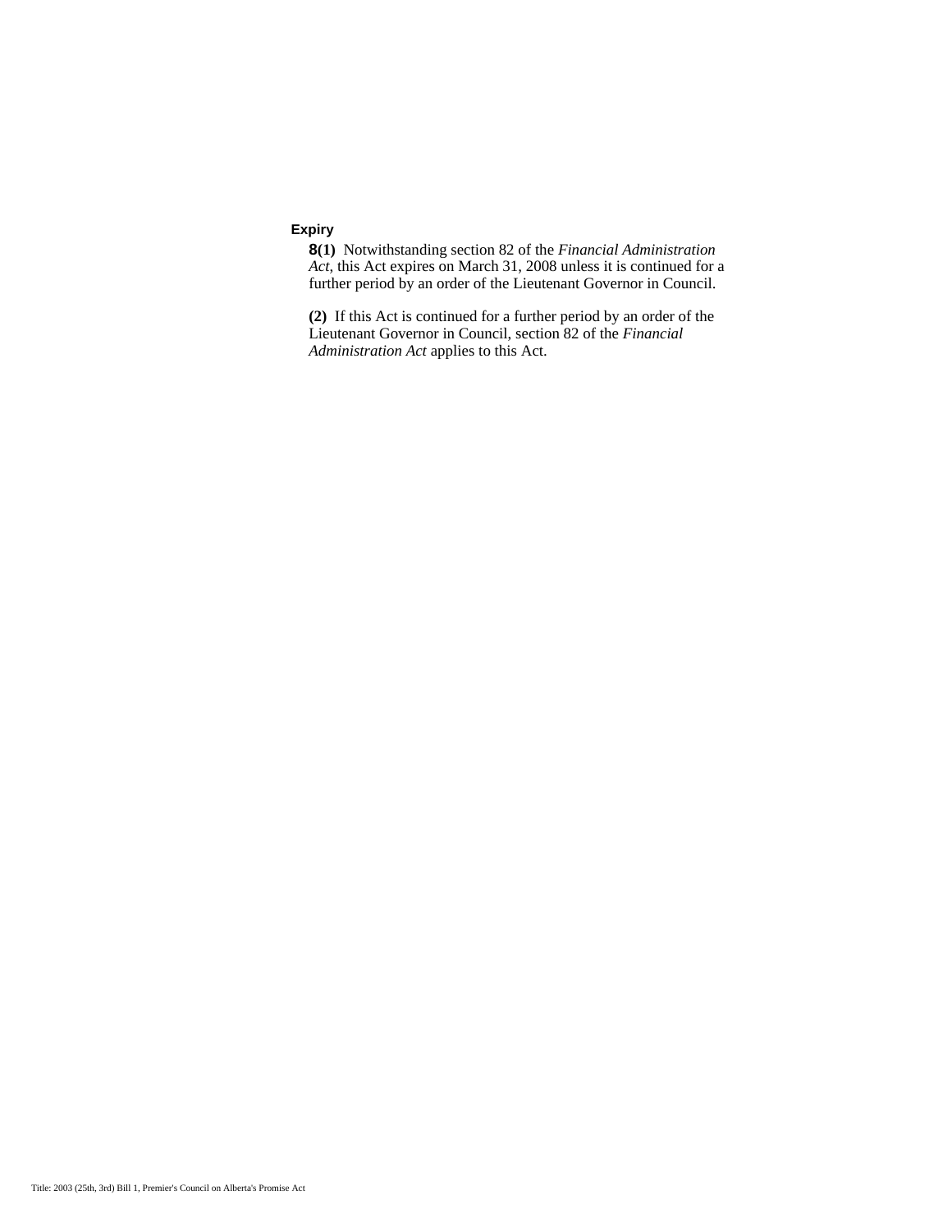### Expiry

**8(1)** Notwithstanding section 82 of the *Financial Administration Act*, this Act expires on March 31, 2008 unless it is continued for a further period by an order of the Lieutenant Governor in Council.

**(2)** If this Act is continued for a further period by an order of the Lieutenant Governor in Council, section 82 of the *Financial Administration Act* applies to this Act.